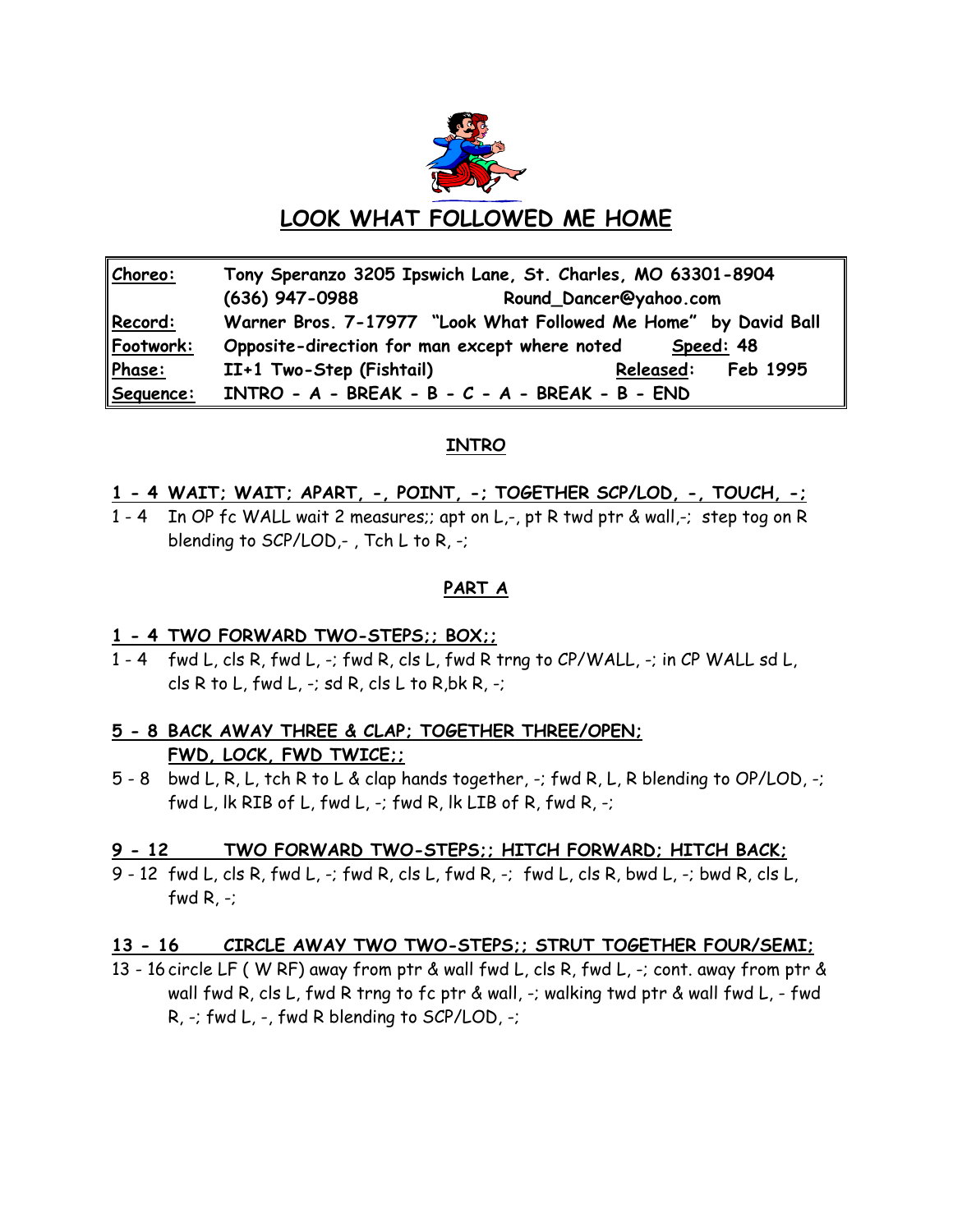# LOOK WHAT FOLLOWED ME HOME

| | |
|---|---|
| **Choreo:** | **Tony Speranzo 3205 Ipswich Lane, St. Charles, MO 63301-8904** |
| | **(636) 947-0988 Round_Dancer@yahoo.com** |
| **Record:** | **Warner Bros. 7-17977 "Look What Followed Me Home" by David Ball** |
| **Footwork:** | **Opposite-direction for man except where noted Speed: 48** |
| **Phase:** | **II+1 Two-Step (Fishtail) Released: Feb 1995** |
| **Sequence:** | **INTRO - A - BREAK - B - C - A - BREAK - B - END** |

## INTRO

**1 - 4 WAIT; WAIT; APART, -, POINT, -; TOGETHER SCP/LOD, -, TOUCH, -;**

1 - 4 In OP fc WALL wait 2 measures;; apt on L,-, pt R twd ptr & wall,-; step tog on R blending to SCP/LOD,- , Tch L to R, -;

## PART A

**1 - 4 TWO FORWARD TWO-STEPS;; BOX;;**

1 - 4 fwd L, cls R, fwd L, -; fwd R, cls L, fwd R trng to CP/WALL, -; in CP WALL sd L, cls R to L, fwd L, -; sd R, cls L to R,bk R, -;

**5 - 8 BACK AWAY THREE & CLAP; TOGETHER THREE/OPEN; FWD, LOCK, FWD TWICE;;**

5 - 8 bwd L, R, L, tch R to L & clap hands together, -; fwd R, L, R blending to OP/LOD, -; fwd L, lk RIB of L, fwd L, -; fwd R, lk LIB of R, fwd R, -;

**9 - 12 TWO FORWARD TWO-STEPS;; HITCH FORWARD; HITCH BACK;**

9 - 12 fwd L, cls R, fwd L, -; fwd R, cls L, fwd R, -; fwd L, cls R, bwd L, -; bwd R, cls L, fwd R, -;

**13 - 16 CIRCLE AWAY TWO TWO-STEPS;; STRUT TOGETHER FOUR/SEMI;**

13 - 16 circle LF ( W RF) away from ptr & wall fwd L, cls R, fwd L, -; cont. away from ptr & wall fwd R, cls L, fwd R trng to fc ptr & wall, -; walking twd ptr & wall fwd L, - fwd R, -; fwd L, -, fwd R blending to SCP/LOD, -;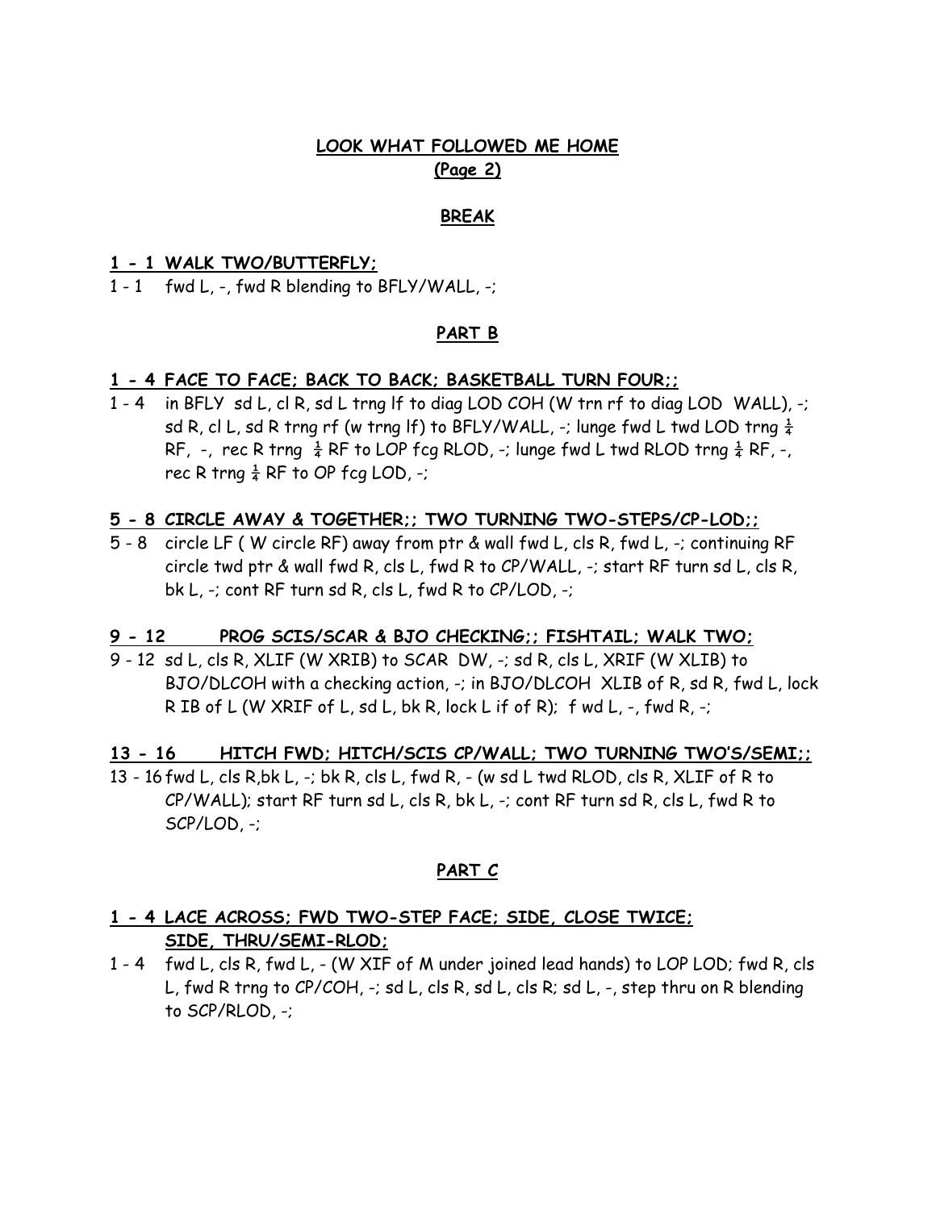## LOOK WHAT FOLLOWED ME HOME
## (Page 2)

### BREAK

**1 - 1 WALK TWO/BUTTERFLY;**

1 - 1 fwd L, -, fwd R blending to BFLY/WALL, -;

### PART B

**1 - 4 FACE TO FACE; BACK TO BACK; BASKETBALL TURN FOUR;;**

1 - 4 in BFLY sd L, cl R, sd L trng lf to diag LOD COH (W trn rf to diag LOD WALL), -; sd R, cl L, sd R trng rf (w trng lf) to BFLY/WALL, -; lunge fwd L twd LOD trng ¼ RF, -, rec R trng ¼ RF to LOP fcg RLOD, -; lunge fwd L twd RLOD trng ¼ RF, -, rec R trng ¼ RF to OP fcg LOD, -;

**5 - 8 CIRCLE AWAY & TOGETHER;; TWO TURNING TWO-STEPS/CP-LOD;;**

5 - 8 circle LF ( W circle RF) away from ptr & wall fwd L, cls R, fwd L, -; continuing RF circle twd ptr & wall fwd R, cls L, fwd R to CP/WALL, -; start RF turn sd L, cls R, bk L, -; cont RF turn sd R, cls L, fwd R to CP/LOD, -;

**9 - 12 PROG SCIS/SCAR & BJO CHECKING;; FISHTAIL; WALK TWO;**

9 - 12 sd L, cls R, XLIF (W XRIB) to SCAR DW, -; sd R, cls L, XRIF (W XLIB) to BJO/DLCOH with a checking action, -; in BJO/DLCOH XLIB of R, sd R, fwd L, lock R IB of L (W XRIF of L, sd L, bk R, lock L if of R); f wd L, -, fwd R, -;

**13 - 16 HITCH FWD; HITCH/SCIS CP/WALL; TWO TURNING TWO'S/SEMI;;**

13 - 16 fwd L, cls R,bk L, -; bk R, cls L, fwd R, - (w sd L twd RLOD, cls R, XLIF of R to CP/WALL); start RF turn sd L, cls R, bk L, -; cont RF turn sd R, cls L, fwd R to SCP/LOD, -;

### PART C

**1 - 4 LACE ACROSS; FWD TWO-STEP FACE; SIDE, CLOSE TWICE; SIDE, THRU/SEMI-RLOD;**

1 - 4 fwd L, cls R, fwd L, - (W XIF of M under joined lead hands) to LOP LOD; fwd R, cls L, fwd R trng to CP/COH, -; sd L, cls R, sd L, cls R; sd L, -, step thru on R blending to SCP/RLOD, -;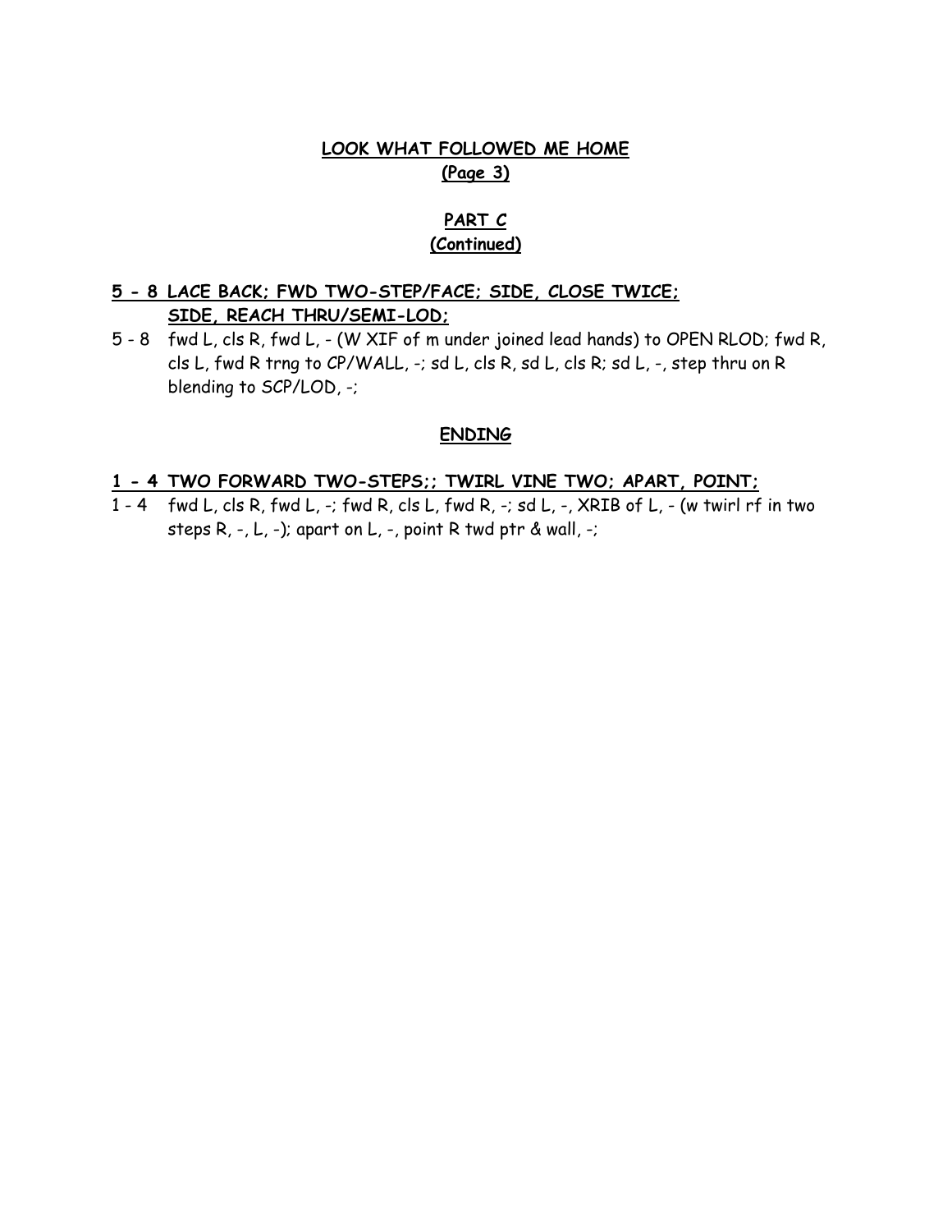## LOOK WHAT FOLLOWED ME HOME
## (Page 3)

### PART C
### (Continued)

**5 - 8 LACE BACK; FWD TWO-STEP/FACE; SIDE, CLOSE TWICE; SIDE, REACH THRU/SEMI-LOD;**

5 - 8 fwd L, cls R, fwd L, - (W XIF of m under joined lead hands) to OPEN RLOD; fwd R, cls L, fwd R trng to CP/WALL, -; sd L, cls R, sd L, cls R; sd L, -, step thru on R blending to SCP/LOD, -;

### ENDING

**1 - 4 TWO FORWARD TWO-STEPS;; TWIRL VINE TWO; APART, POINT;**

1 - 4 fwd L, cls R, fwd L, -; fwd R, cls L, fwd R, -; sd L, -, XRIB of L, - (w twirl rf in two steps R, -, L, -); apart on L, -, point R twd ptr & wall, -;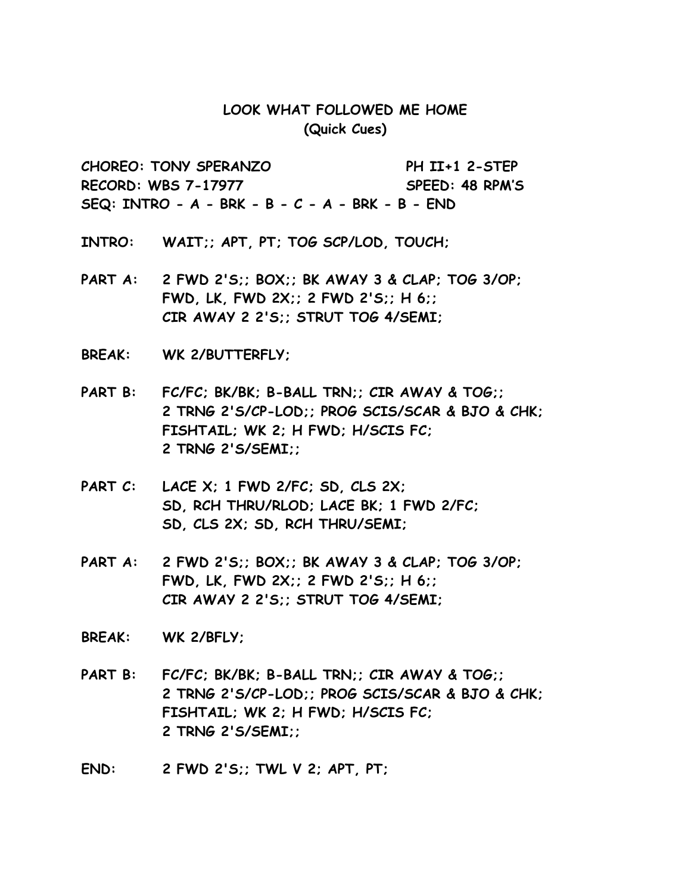# LOOK WHAT FOLLOWED ME HOME
## (Quick Cues)

**CHOREO: TONY SPERANZO** **PH II+1 2-STEP**
**RECORD: WBS 7-17977** **SPEED: 48 RPM'S**
**SEQ: INTRO - A - BRK - B - C - A - BRK - B - END**

**INTRO:** WAIT;; APT, PT; TOG SCP/LOD, TOUCH;

**PART A:** 2 FWD 2'S;; BOX;; BK AWAY 3 & CLAP; TOG 3/OP;
FWD, LK, FWD 2X;; 2 FWD 2'S;; H 6;;
CIR AWAY 2 2'S;; STRUT TOG 4/SEMI;

**BREAK:** WK 2/BUTTERFLY;

**PART B:** FC/FC; BK/BK; B-BALL TRN;; CIR AWAY & TOG;;
2 TRNG 2'S/CP-LOD;; PROG SCIS/SCAR & BJO & CHK;
FISHTAIL; WK 2; H FWD; H/SCIS FC;
2 TRNG 2'S/SEMI;;

**PART C:** LACE X; 1 FWD 2/FC; SD, CLS 2X;
SD, RCH THRU/RLOD; LACE BK; 1 FWD 2/FC;
SD, CLS 2X; SD, RCH THRU/SEMI;

**PART A:** 2 FWD 2'S;; BOX;; BK AWAY 3 & CLAP; TOG 3/OP;
FWD, LK, FWD 2X;; 2 FWD 2'S;; H 6;;
CIR AWAY 2 2'S;; STRUT TOG 4/SEMI;

**BREAK:** WK 2/BFLY;

**PART B:** FC/FC; BK/BK; B-BALL TRN;; CIR AWAY & TOG;;
2 TRNG 2'S/CP-LOD;; PROG SCIS/SCAR & BJO & CHK;
FISHTAIL; WK 2; H FWD; H/SCIS FC;
2 TRNG 2'S/SEMI;;

**END:** 2 FWD 2'S;; TWL V 2; APT, PT;